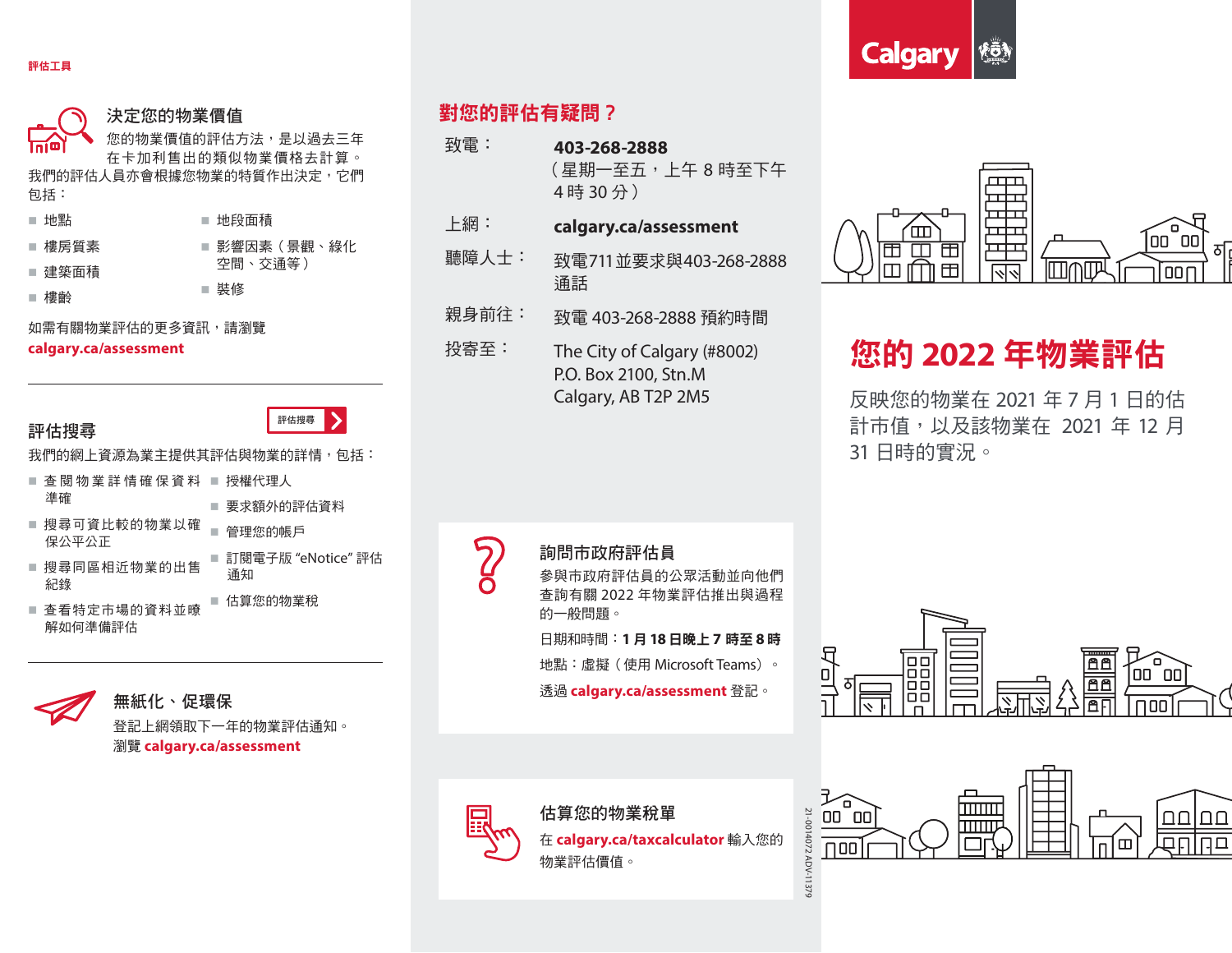評估工具

## 決定您的物業價值

您的物業價值的評估方法，是以過去三年在卡加利售出的類似物業價格去計算。我們的評估人員亦會根據您物業的特質作出決定，它們包括：

- 地點
- 樓房質素
- 建築面積
- 樓齡
- 地段面積
- 影響因素（景觀、綠化空間、交通等）
- 裝修

如需有關物業評估的更多資訊，請瀏覽
**calgary.ca/assessment**

## 評估搜尋

評估搜尋

我們的網上資源為業主提供其評估與物業的詳情，包括：

- 查閱物業詳情確保資料準確
- 搜尋可資比較的物業以確保公平公正
- 搜尋同區相近物業的出售紀錄
- 查看特定市場的資料並瞭解如何準備評估
- 授權代理人
- 要求額外的評估資料
- 管理您的帳戶
- 訂閱電子版 "eNotice" 評估通知
- 估算您的物業稅

## 無紙化、促環保

登記上網領取下一年的物業評估通知。
瀏覽 **calgary.ca/assessment**

## 對您的評估有疑問？

| | |
|---|---|
| 致電： | **403-268-2888**<br>（星期一至五，上午 8 時至下午 4 時 30 分） |
| 上網： | **calgary.ca/assessment** |
| 聽障人士： | 致電711並要求與403-268-2888通話 |
| 親身前往： | 致電 403-268-2888 預約時間 |
| 投寄至： | The City of Calgary (#8002)<br>P.O. Box 2100, Stn.M<br>Calgary, AB T2P 2M5 |

### 詢問市政府評估員

參與市政府評估員的公眾活動並向他們查詢有關 2022 年物業評估推出與過程的一般問題。

日期和時間：**1 月 18 日晚上 7 時至 8 時**

地點：虛擬（使用 Microsoft Teams）。

透過 **calgary.ca/assessment** 登記。

### 估算您的物業稅單

在 **calgary.ca/taxcalculator** 輸入您的物業評估價值。

21-0014072 ADV-11379

Calgary

# 您的 2022 年物業評估

反映您的物業在 2021 年 7 月 1 日的估計市值，以及該物業在 2021 年 12 月 31 日時的實況。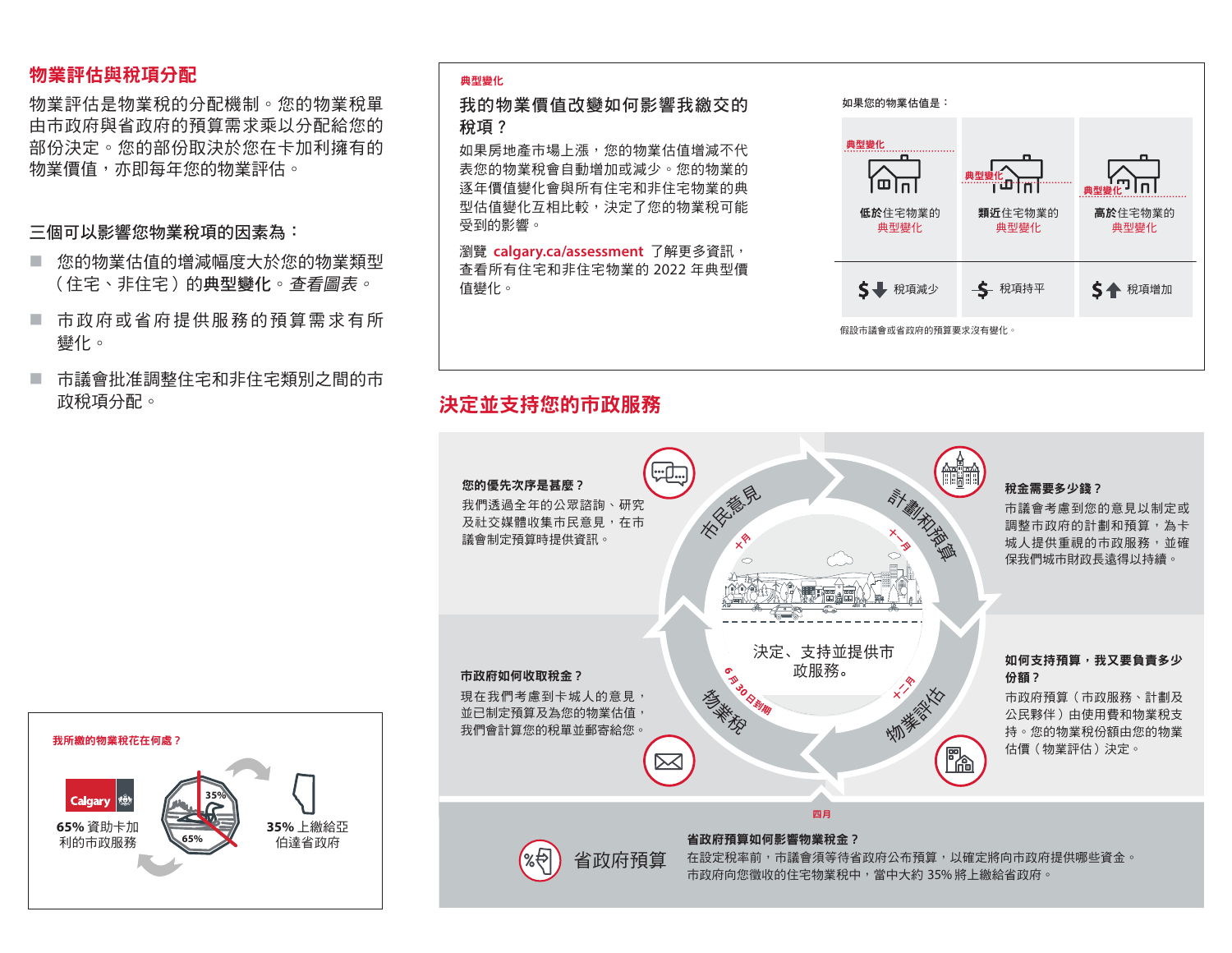## 物業評估與稅項分配

物業評估是物業稅的分配機制。您的物業稅單由市政府與省政府的預算需求乘以分配給您的部份決定。您的部份取決於您在卡加利擁有的物業價值，亦即每年您的物業評估。

**三個可以影響您物業稅項的因素為：**

- 您的物業估值的增減幅度大於您的物業類型（住宅、非住宅）的**典型變化**。*查看圖表*。
- 市政府或省府提供服務的預算需求有所變化。
- 市議會批准調整住宅和非住宅類別之間的市政稅項分配。

**我所繳的物業稅花在何處？**

65% 資助卡加利的市政服務

35% 上繳給亞伯達省政府

35%

65%

**典型變化**

### 我的物業價值改變如何影響我繳交的稅項？

如果房地產市場上漲，您的物業估值增減不代表您的物業稅會自動增加或減少。您的物業的逐年價值變化會與所有住宅和非住宅物業的典型估值變化互相比較，決定了您的物業稅可能受到的影響。

瀏覽 **calgary.ca/assessment** 了解更多資訊，查看所有住宅和非住宅物業的 2022 年典型價值變化。

如果您的物業估值是：

| **低於**住宅物業的典型變化 | **類近**住宅物業的典型變化 | **高於**住宅物業的典型變化 |
| --- | --- | --- |
| $ 稅項減少 | $ 稅項持平 | $ 稅項增加 |

假設市議會或省政府的預算要求沒有變化。

## 決定並支持您的市政服務

市民意見 — 十月

**您的優先次序是甚麼？**
我們透過全年的公眾諮詢、研究及社交媒體收集市民意見，在市議會制定預算時提供資訊。

計劃和預算 — 十一月

**稅金需要多少錢？**
市議會考慮到您的意見以制定或調整市政府的計劃和預算，為卡城人提供重視的市政服務，並確保我們城市財政長遠得以持續。

物業評估 — 十二月

**如何支持預算，我又要負責多少份額？**
市政府預算（市政服務、計劃及公民夥伴）由使用費和物業稅支持。您的物業稅份額由您的物業估值（物業評估）決定。

物業稅 — 6 月 30 日到期

**市政府如何收取稅金？**
現在我們考慮到卡城人的意見，並已制定預算及為您的物業估值，我們會計算您的稅單並郵寄給您。

決定、支持並提供市政服務。

四月

省政府預算

**省政府預算如何影響物業稅金？**
在設定稅率前，市議會須等待省政府公布預算，以確定將向市政府提供哪些資金。
市政府向您徵收的住宅物業稅中，當中大約 35% 將上繳給省政府。